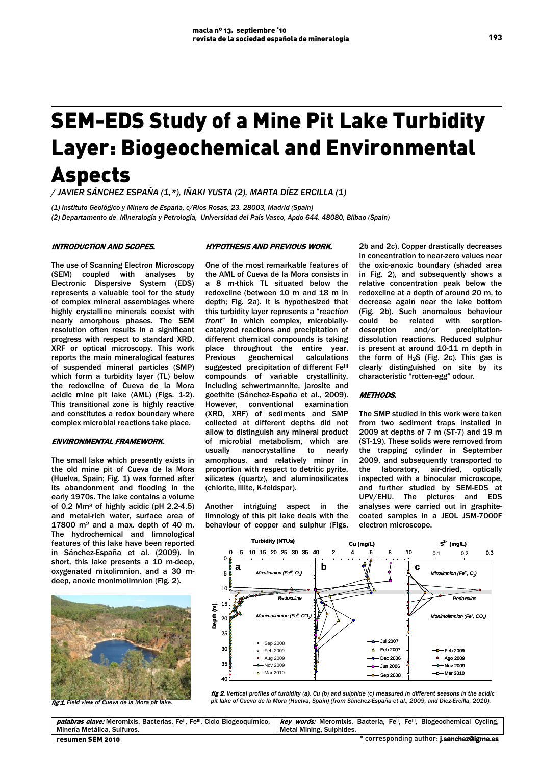# SEM-EDS Study of a Mine Pit Lake Turbidity Layer: Biogeochemical and Environmental Aspects

*/ JAVIER SÁNCHEZ ESPAÑA (1,\*), IÑAKI YUSTA (2), MARTA DÍEZ ERCILLA (1)*

*(1) Instituto Geológico y Minero de España, c/Ríos Rosas, 23. 28003, Madrid (Spain)*
*(2) Departamento de Mineralogía y Petrología, Universidad del País Vasco, Apdo 644. 48080, Bilbao (Spain)*

### INTRODUCTION AND SCOPES.

The use of Scanning Electron Microscopy (SEM) coupled with analyses by Electronic Dispersive System (EDS) represents a valuable tool for the study of complex mineral assemblages where highly crystalline minerals coexist with nearly amorphous phases. The SEM resolution often results in a significant progress with respect to standard XRD, XRF or optical microscopy. This work reports the main mineralogical features of suspended mineral particles (SMP) which form a turbidity layer (TL) below the redoxcline of Cueva de la Mora acidic mine pit lake (AML) (Figs. 1-2). This transitional zone is highly reactive and constitutes a redox boundary where complex microbial reactions take place.

### ENVIRONMENTAL FRAMEWORK.

The small lake which presently exists in the old mine pit of Cueva de la Mora (Huelva, Spain; Fig. 1) was formed after its abandonment and flooding in the early 1970s. The lake contains a volume of 0.2 $Mm^3$ of highly acidic (pH 2.2-4.5) and metal-rich water, surface area of 17800 $m^2$ and a max. depth of 40 m. The hydrochemical and limnological features of this lake have been reported in Sánchez-España et al. (2009). In short, this lake presents a 10 m-deep, oxygenated mixolimnion, and a 30 m-deep, anoxic monimolimnion (Fig. 2).

*fig 1. Field view of Cueva de la Mora pit lake.*

### HYPOTHESIS AND PREVIOUS WORK.

One of the most remarkable features of the AML of Cueva de la Mora consists in a 8 m-thick TL situated below the redoxcline (between 10 m and 18 m in depth; Fig. 2a). It is hypothesized that this turbidity layer represents a "*reaction front*" in which complex, microbially-catalyzed reactions and precipitation of different chemical compounds is taking place throughout the entire year. Previous geochemical calculations suggested precipitation of different $Fe^{III}$ compounds of variable crystallinity, including schwertmannite, jarosite and goethite (Sánchez-España et al., 2009). However, conventional examination (XRD, XRF) of sediments and SMP collected at different depths did not allow to distinguish any mineral product of microbial metabolism, which are usually nanocrystalline to nearly amorphous, and relatively minor in proportion with respect to detritic pyrite, silicates (quartz), and aluminosilicates (chlorite, illite, K-feldspar).

Another intriguing aspect in the limnology of this pit lake deals with the behaviour of copper and sulphur (Figs. 2b and 2c). Copper drastically decreases in concentration to near-zero values near the oxic-anoxic boundary (shaded area in Fig. 2), and subsequently shows a relative concentration peak below the redoxcline at a depth of around 20 m, to decrease again near the lake bottom (Fig. 2b). Such anomalous behaviour could be related with sorption-desorption and/or precipitation-dissolution reactions. Reduced sulphur is present at around 10-11 m depth in the form of $H_2S$ (Fig. 2c). This gas is clearly distinguished on site by its characteristic "rotten-egg" odour.

### METHODS.

The SMP studied in this work were taken from two sediment traps installed in 2009 at depths of 7 m (ST-7) and 19 m (ST-19). These solids were removed from the trapping cylinder in September 2009, and subsequently transported to the laboratory, air-dried, optically inspected with a binocular microscope, and further studied by SEM-EDS at UPV/EHU. The pictures and EDS analyses were carried out in graphite-coated samples in a JEOL JSM-7000F electron microscope.

*fig 2. Vertical profiles of turbidity (a), Cu (b) and sulphide (c) measured in different seasons in the acidic pit lake of Cueva de la Mora (Huelva, Spain) (from Sánchez-España et al., 2009, and Díez-Ercilla, 2010).*

| *palabras clave:* Meromixis, Bacterias, $Fe^{II}$, $Fe^{III}$, Ciclo Biogeoquímico, Minería Metálica, Sulfuros. | *key words:* Meromixis, Bacteria, $Fe^{II}$, $Fe^{III}$, Biogeochemical Cycling, Metal Mining, Sulphides. |
| --- | --- |

\* corresponding author: j.sanchez@igme.es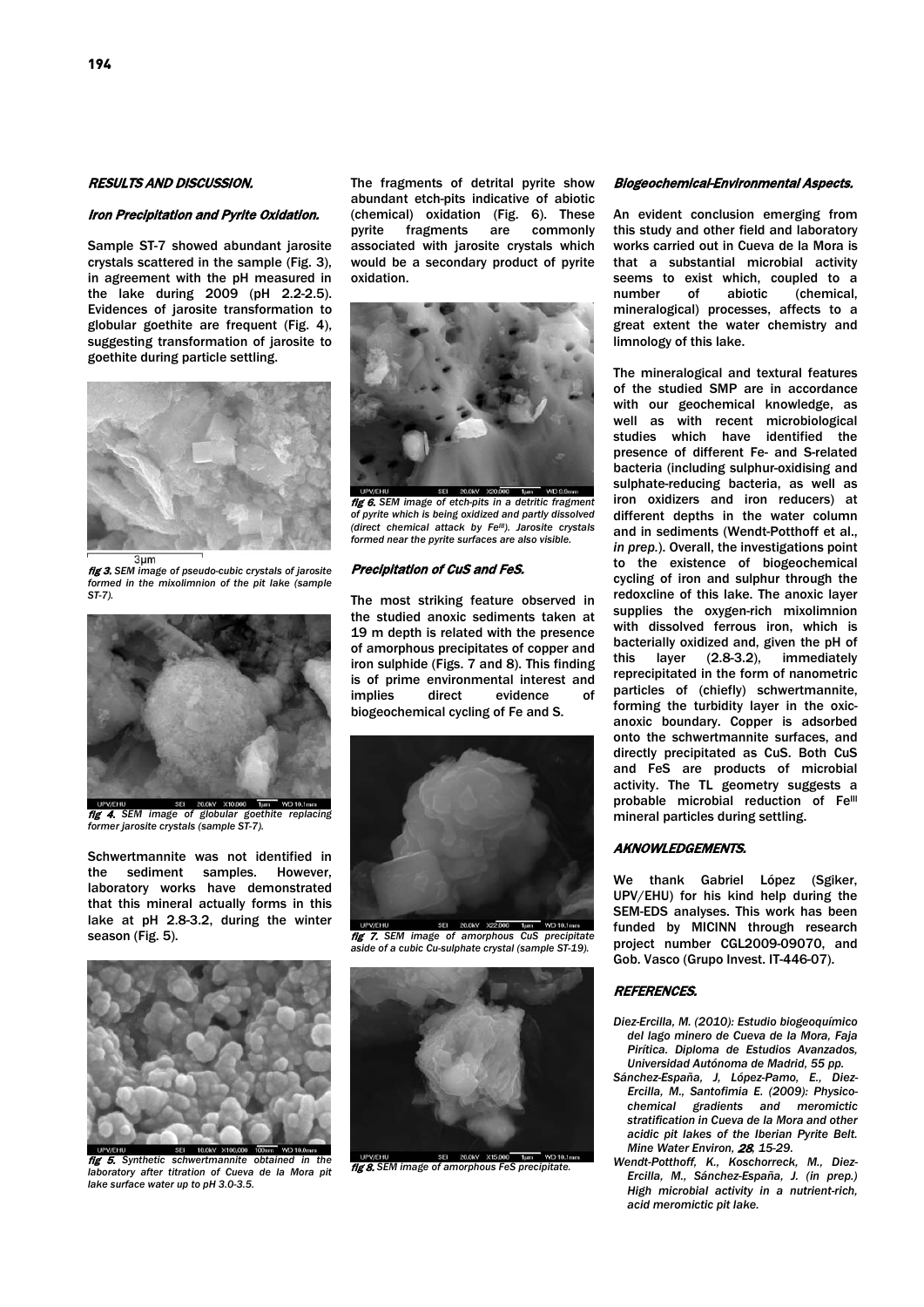## RESULTS AND DISCUSSION.

### Iron Precipitation and Pyrite Oxidation.

Sample ST-7 showed abundant jarosite crystals scattered in the sample (Fig. 3), in agreement with the pH measured in the lake during 2009 (pH 2.2-2.5). Evidences of jarosite transformation to globular goethite are frequent (Fig. 4), suggesting transformation of jarosite to goethite during particle settling.

*fig 3. SEM image of pseudo-cubic crystals of jarosite formed in the mixolimnion of the pit lake (sample ST-7).*

*fig 4. SEM image of globular goethite replacing former jarosite crystals (sample ST-7).*

Schwertmannite was not identified in the sediment samples. However, laboratory works have demonstrated that this mineral actually forms in this lake at pH 2.8-3.2, during the winter season (Fig. 5).

*fig 5. Synthetic schwertmannite obtained in the laboratory after titration of Cueva de la Mora pit lake surface water up to pH 3.0-3.5.*

The fragments of detrital pyrite show abundant etch-pits indicative of abiotic (chemical) oxidation (Fig. 6). These pyrite fragments are commonly associated with jarosite crystals which would be a secondary product of pyrite oxidation.

*fig 6. SEM image of etch-pits in a detritic fragment of pyrite which is being oxidized and partly dissolved (direct chemical attack by $Fe^{III}$). Jarosite crystals formed near the pyrite surfaces are also visible.*

### Precipitation of CuS and FeS.

The most striking feature observed in the studied anoxic sediments taken at 19 m depth is related with the presence of amorphous precipitates of copper and iron sulphide (Figs. 7 and 8). This finding is of prime environmental interest and implies direct evidence of biogeochemical cycling of Fe and S.

*fig 7. SEM image of amorphous CuS precipitate aside of a cubic Cu-sulphate crystal (sample ST-19).*

*fig 8. SEM image of amorphous FeS precipitate.*

### Biogeochemical-Environmental Aspects.

An evident conclusion emerging from this study and other field and laboratory works carried out in Cueva de la Mora is that a substantial microbial activity seems to exist which, coupled to a number of abiotic (chemical, mineralogical) processes, affects to a great extent the water chemistry and limnology of this lake.

The mineralogical and textural features of the studied SMP are in accordance with our geochemical knowledge, as well as with recent microbiological studies which have identified the presence of different Fe- and S-related bacteria (including sulphur-oxidising and sulphate-reducing bacteria, as well as iron oxidizers and iron reducers) at different depths in the water column and in sediments (Wendt-Potthoff et al., *in prep.*). Overall, the investigations point to the existence of biogeochemical cycling of iron and sulphur through the redoxcline of this lake. The anoxic layer supplies the oxygen-rich mixolimnion with dissolved ferrous iron, which is bacterially oxidized and, given the pH of this layer (2.8-3.2), immediately reprecipitated in the form of nanometric particles of (chiefly) schwertmannite, forming the turbidity layer in the oxic-anoxic boundary. Copper is adsorbed onto the schwertmannite surfaces, and directly precipitated as CuS. Both CuS and FeS are products of microbial activity. The TL geometry suggests a probable microbial reduction of $Fe^{III}$ mineral particles during settling.

## AKNOWLEDGEMENTS.

We thank Gabriel López (Sgiker, UPV/EHU) for his kind help during the SEM-EDS analyses. This work has been funded by MICINN through research project number CGL2009-09070, and Gob. Vasco (Grupo Invest. IT-446-07).

## REFERENCES.

*Diez-Ercilla, M. (2010): Estudio biogeoquímico del lago minero de Cueva de la Mora, Faja Pirítica. Diploma de Estudios Avanzados, Universidad Autónoma de Madrid, 55 pp.*

*Sánchez-España, J, López-Pamo, E., Diez-Ercilla, M., Santofimia E. (2009): Physico-chemical gradients and meromictic stratification in Cueva de la Mora and other acidic pit lakes of the Iberian Pyrite Belt. Mine Water Environ,* ***28****, 15-29.*

*Wendt-Potthoff, K., Koschorreck, M., Diez-Ercilla, M., Sánchez-España, J. (in prep.) High microbial activity in a nutrient-rich, acid meromictic pit lake.*